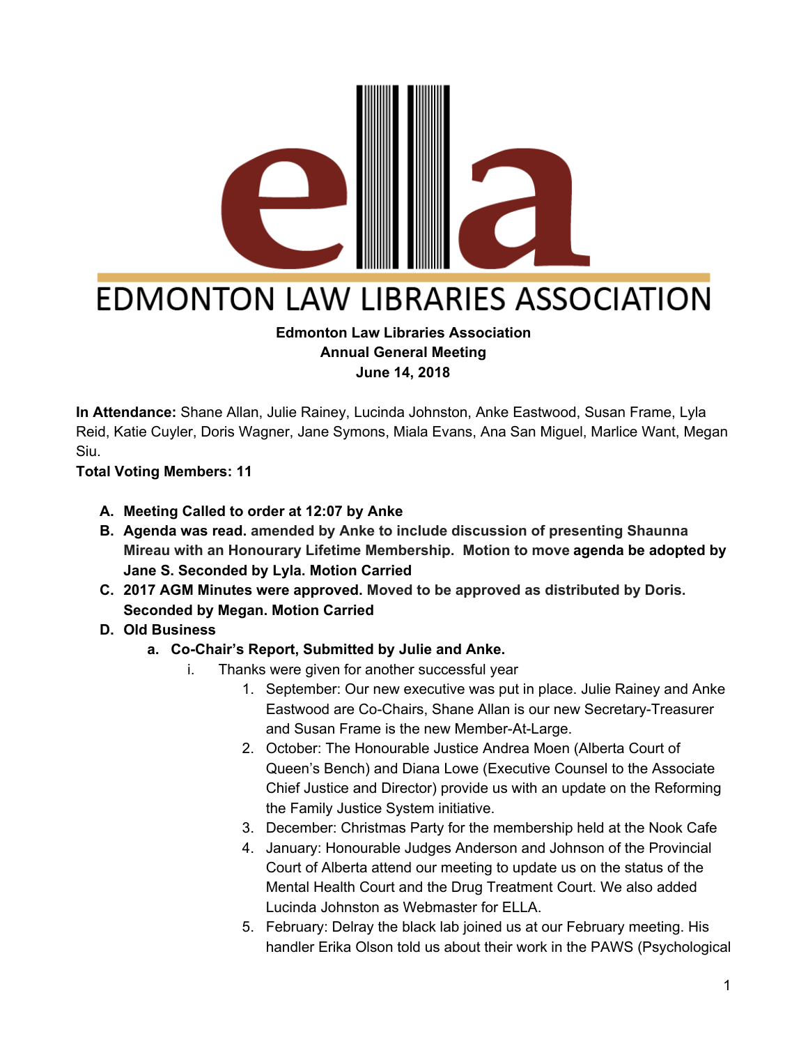EDMONTON LAW LIBRARIES ASSOCIATION

**Edmonton Law Libraries Association**
**Annual General Meeting**
**June 14, 2018**

**In Attendance:** Shane Allan, Julie Rainey, Lucinda Johnston, Anke Eastwood, Susan Frame, Lyla Reid, Katie Cuyler, Doris Wagner, Jane Symons, Miala Evans, Ana San Miguel, Marlice Want, Megan Siu.
**Total Voting Members: 11**

A. **Meeting Called to order at 12:07 by Anke**
B. **Agenda was read. amended by Anke to include discussion of presenting Shaunna Mireau with an Honourary Lifetime Membership. Motion to move agenda be adopted by Jane S. Seconded by Lyla. Motion Carried**
C. **2017 AGM Minutes were approved. Moved to be approved as distributed by Doris. Seconded by Megan. Motion Carried**
D. **Old Business**
   a. **Co-Chair's Report, Submitted by Julie and Anke.**
      i. Thanks were given for another successful year
         1. September: Our new executive was put in place. Julie Rainey and Anke Eastwood are Co-Chairs, Shane Allan is our new Secretary-Treasurer and Susan Frame is the new Member-At-Large.
         2. October: The Honourable Justice Andrea Moen (Alberta Court of Queen's Bench) and Diana Lowe (Executive Counsel to the Associate Chief Justice and Director) provide us with an update on the Reforming the Family Justice System initiative.
         3. December: Christmas Party for the membership held at the Nook Cafe
         4. January: Honourable Judges Anderson and Johnson of the Provincial Court of Alberta attend our meeting to update us on the status of the Mental Health Court and the Drug Treatment Court. We also added Lucinda Johnston as Webmaster for ELLA.
         5. February: Delray the black lab joined us at our February meeting. His handler Erika Olson told us about their work in the PAWS (Psychological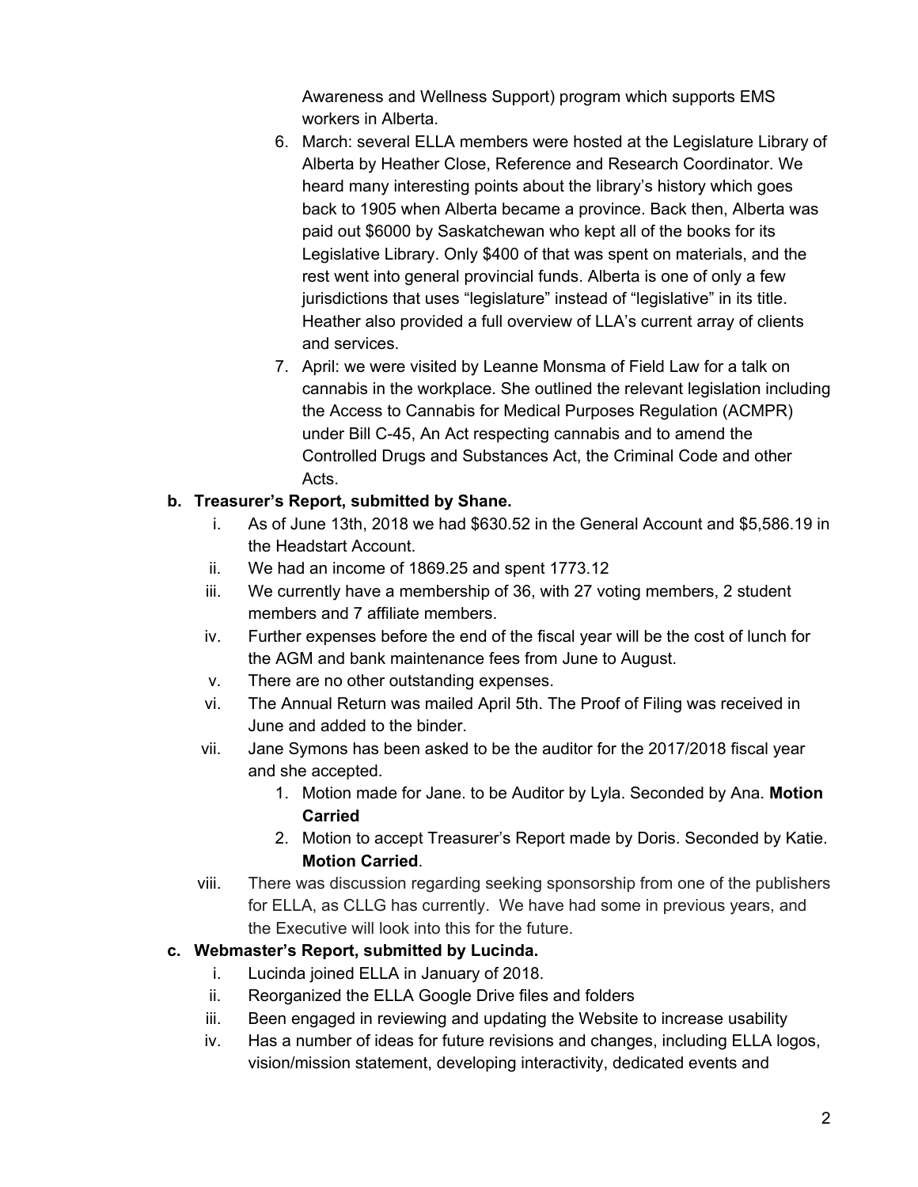Awareness and Wellness Support) program which supports EMS workers in Alberta.

6. March: several ELLA members were hosted at the Legislature Library of Alberta by Heather Close, Reference and Research Coordinator. We heard many interesting points about the library's history which goes back to 1905 when Alberta became a province. Back then, Alberta was paid out $6000 by Saskatchewan who kept all of the books for its Legislative Library. Only $400 of that was spent on materials, and the rest went into general provincial funds. Alberta is one of only a few jurisdictions that uses "legislature" instead of "legislative" in its title. Heather also provided a full overview of LLA's current array of clients and services.
7. April: we were visited by Leanne Monsma of Field Law for a talk on cannabis in the workplace. She outlined the relevant legislation including the Access to Cannabis for Medical Purposes Regulation (ACMPR) under Bill C-45, An Act respecting cannabis and to amend the Controlled Drugs and Substances Act, the Criminal Code and other Acts.

**b. Treasurer's Report, submitted by Shane.**

i. As of June 13th, 2018 we had $630.52 in the General Account and $5,586.19 in the Headstart Account.
ii. We had an income of 1869.25 and spent 1773.12
iii. We currently have a membership of 36, with 27 voting members, 2 student members and 7 affiliate members.
iv. Further expenses before the end of the fiscal year will be the cost of lunch for the AGM and bank maintenance fees from June to August.
v. There are no other outstanding expenses.
vi. The Annual Return was mailed April 5th. The Proof of Filing was received in June and added to the binder.
vii. Jane Symons has been asked to be the auditor for the 2017/2018 fiscal year and she accepted.
    1. Motion made for Jane. to be Auditor by Lyla. Seconded by Ana. **Motion Carried**
    2. Motion to accept Treasurer's Report made by Doris. Seconded by Katie. **Motion Carried**.
viii. There was discussion regarding seeking sponsorship from one of the publishers for ELLA, as CLLG has currently. We have had some in previous years, and the Executive will look into this for the future.

**c. Webmaster's Report, submitted by Lucinda.**

i. Lucinda joined ELLA in January of 2018.
ii. Reorganized the ELLA Google Drive files and folders
iii. Been engaged in reviewing and updating the Website to increase usability
iv. Has a number of ideas for future revisions and changes, including ELLA logos, vision/mission statement, developing interactivity, dedicated events and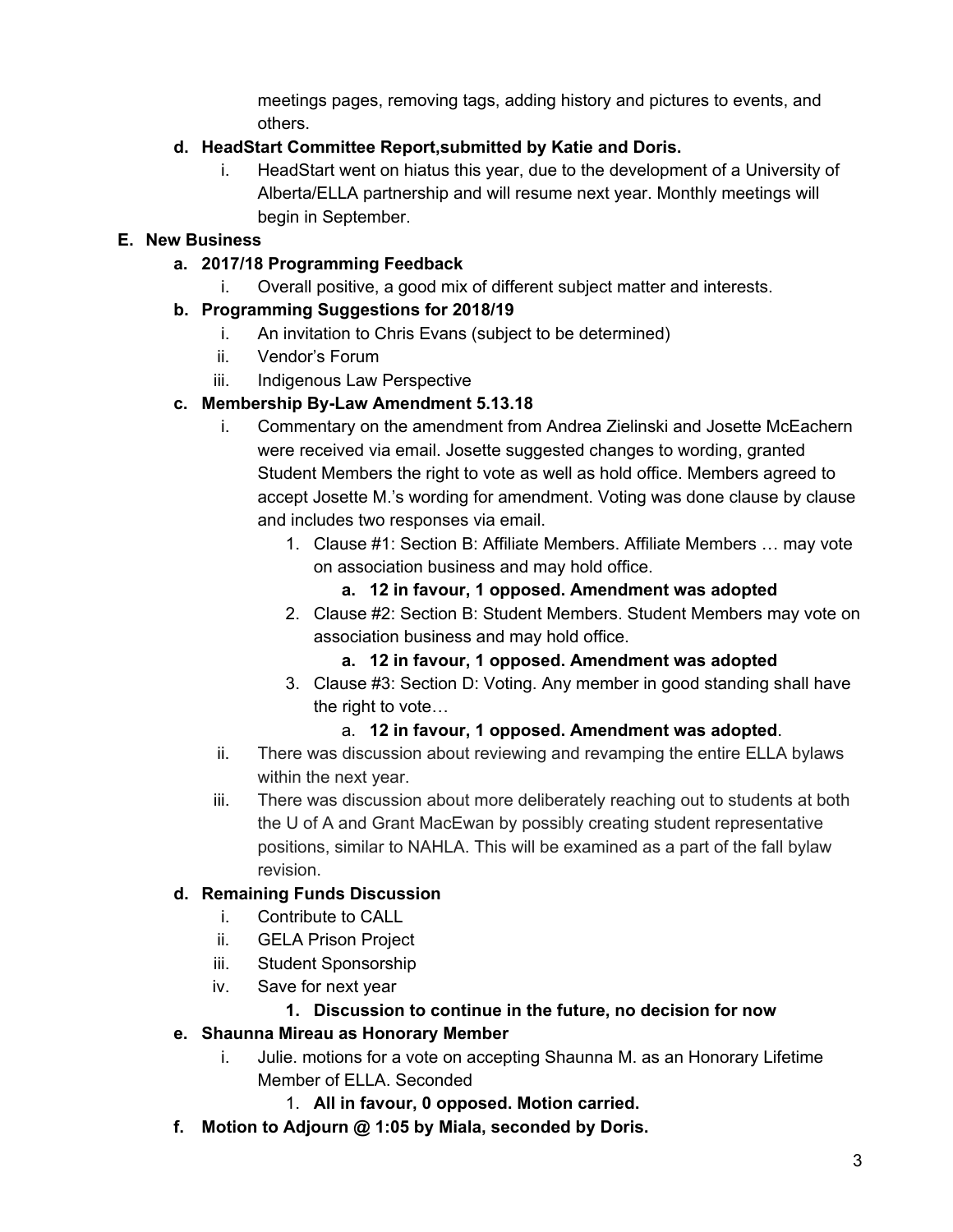meetings pages, removing tags, adding history and pictures to events, and others.

**d. HeadStart Committee Report,submitted by Katie and Doris.**

i. HeadStart went on hiatus this year, due to the development of a University of Alberta/ELLA partnership and will resume next year. Monthly meetings will begin in September.

**E. New Business**

**a. 2017/18 Programming Feedback**

i. Overall positive, a good mix of different subject matter and interests.

**b. Programming Suggestions for 2018/19**

i. An invitation to Chris Evans (subject to be determined)

ii. Vendor's Forum

iii. Indigenous Law Perspective

**c. Membership By-Law Amendment 5.13.18**

i. Commentary on the amendment from Andrea Zielinski and Josette McEachern were received via email. Josette suggested changes to wording, granted Student Members the right to vote as well as hold office. Members agreed to accept Josette M.'s wording for amendment. Voting was done clause by clause and includes two responses via email.

1. Clause #1: Section B: Affiliate Members. Affiliate Members … may vote on association business and may hold office.
   
   a. **12 in favour, 1 opposed. Amendment was adopted**

2. Clause #2: Section B: Student Members. Student Members may vote on association business and may hold office.
   
   a. **12 in favour, 1 opposed. Amendment was adopted**

3. Clause #3: Section D: Voting. Any member in good standing shall have the right to vote…
   
   a. **12 in favour, 1 opposed. Amendment was adopted**.

ii. There was discussion about reviewing and revamping the entire ELLA bylaws within the next year.

iii. There was discussion about more deliberately reaching out to students at both the U of A and Grant MacEwan by possibly creating student representative positions, similar to NAHLA. This will be examined as a part of the fall bylaw revision.

**d. Remaining Funds Discussion**

i. Contribute to CALL

ii. GELA Prison Project

iii. Student Sponsorship

iv. Save for next year

1. **Discussion to continue in the future, no decision for now**

**e. Shaunna Mireau as Honorary Member**

i. Julie. motions for a vote on accepting Shaunna M. as an Honorary Lifetime Member of ELLA. Seconded

1. **All in favour, 0 opposed. Motion carried.**

**f. Motion to Adjourn @ 1:05 by Miala, seconded by Doris.**